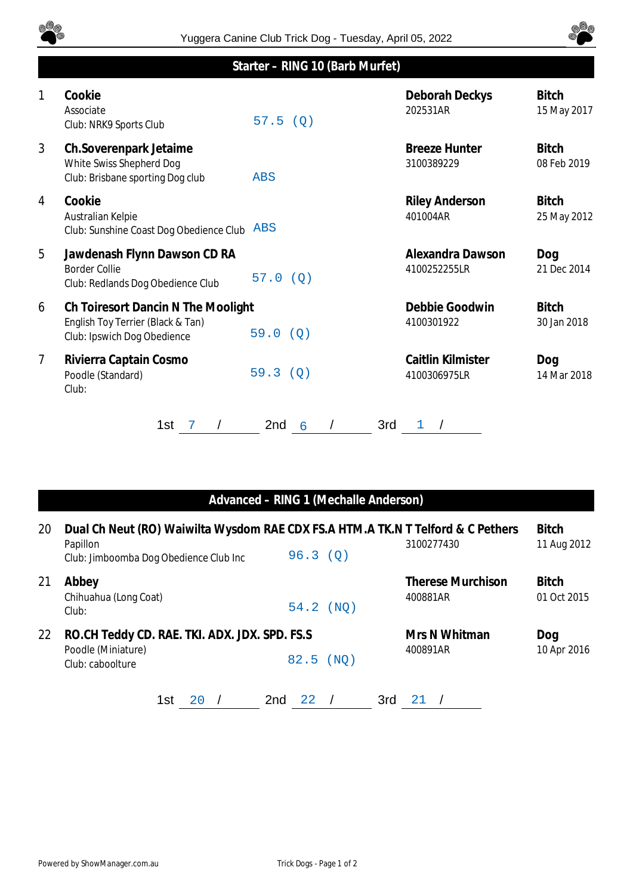Yuggera Canine Club Trick Dog - Tuesday, April 05, 2022

## Starter – RING 10 (Barb Murfet)

| No. | Dog | Score | Handler | Sex / DOB |
|---|---|---|---|---|
| 1 | **Cookie**<br>Associate<br>Club: NRK9 Sports Club | 57.5 (Q) | **Deborah Deckys**<br>202531AR | **Bitch**<br>15 May 2017 |
| 3 | **Ch.Soverenpark Jetaime**<br>White Swiss Shepherd Dog<br>Club: Brisbane sporting Dog club | ABS | **Breeze Hunter**<br>3100389229 | **Bitch**<br>08 Feb 2019 |
| 4 | **Cookie**<br>Australian Kelpie<br>Club: Sunshine Coast Dog Obedience Club | ABS | **Riley Anderson**<br>401004AR | **Bitch**<br>25 May 2012 |
| 5 | **Jawdenash Flynn Dawson CD RA**<br>Border Collie<br>Club: Redlands Dog Obedience Club | 57.0 (Q) | **Alexandra Dawson**<br>4100252255LR | **Dog**<br>21 Dec 2014 |
| 6 | **Ch Toiresort Dancin N The Moolight**<br>English Toy Terrier (Black & Tan)<br>Club: Ipswich Dog Obedience | 59.0 (Q) | **Debbie Goodwin**<br>4100301922 | **Bitch**<br>30 Jan 2018 |
| 7 | **Rivierra Captain Cosmo**<br>Poodle (Standard)<br>Club: | 59.3 (Q) | **Caitlin Kilmister**<br>4100306975LR | **Dog**<br>14 Mar 2018 |

1st 7 / 2nd 6 / 3rd 1 /

## Advanced – RING 1 (Mechalle Anderson)

| No. | Dog | Score | Handler | Sex / DOB |
|---|---|---|---|---|
| 20 | **Dual Ch Neut (RO) Waiwilta Wysdom RAE CDX FS.A HTM.A TK.N**<br>Papillon<br>Club: Jimboomba Dog Obedience Club Inc | 96.3 (Q) | **T Telford & C Pethers**<br>3100277430 | **Bitch**<br>11 Aug 2012 |
| 21 | **Abbey**<br>Chihuahua (Long Coat)<br>Club: | 54.2 (NQ) | **Therese Murchison**<br>400881AR | **Bitch**<br>01 Oct 2015 |
| 22 | **RO.CH Teddy CD. RAE. TKI. ADX. JDX. SPD. FS.S**<br>Poodle (Miniature)<br>Club: caboolture | 82.5 (NQ) | **Mrs N Whitman**<br>400891AR | **Dog**<br>10 Apr 2016 |

1st 20 / 2nd 22 / 3rd 21 /

Powered by ShowManager.com.au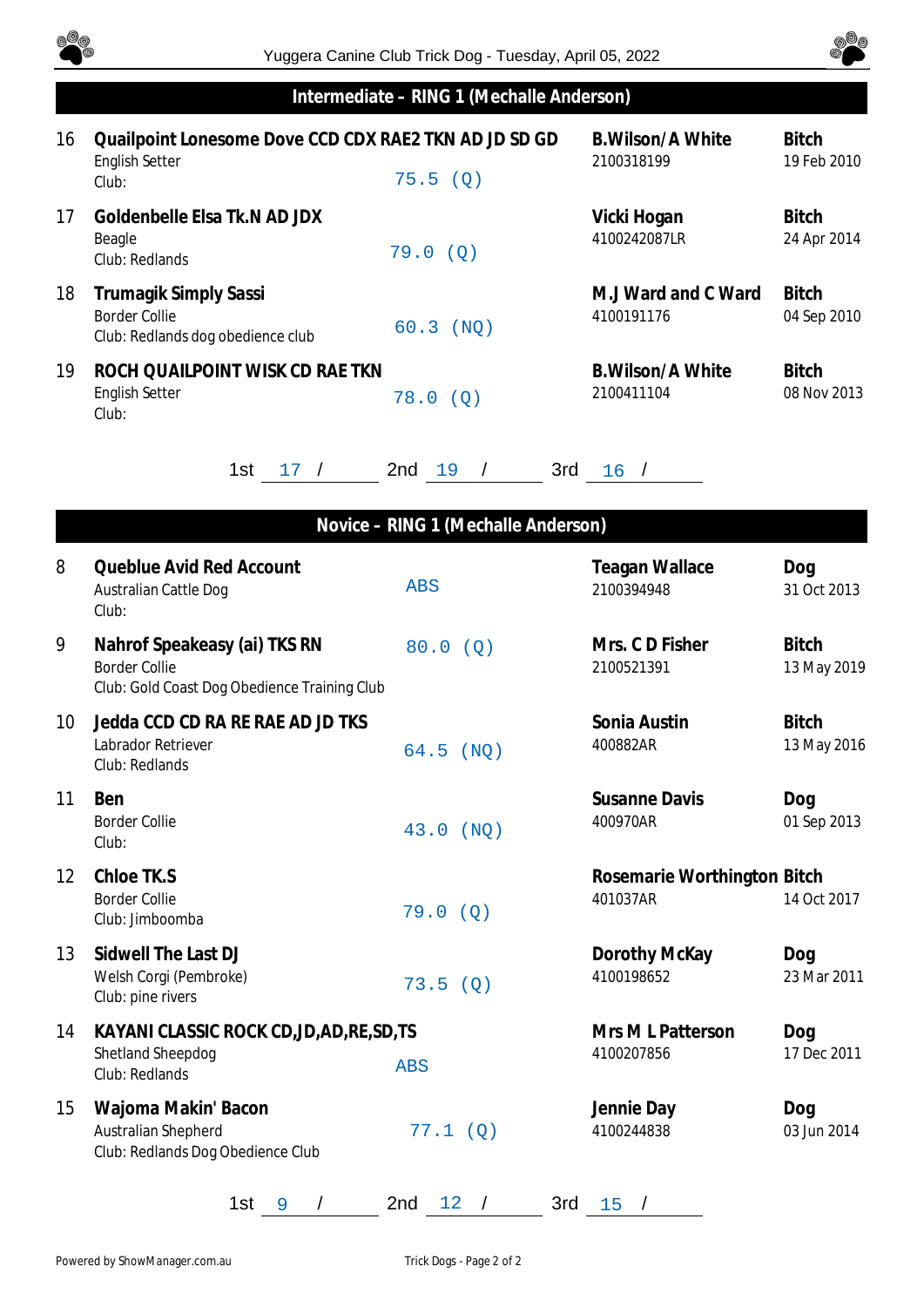## Intermediate - RING 1 (Mechalle Anderson)

| No. | Dog | Score | Owner | Sex / DOB |
|---|---|---|---|---|
| 16 | **Quailpoint Lonesome Dove CCD CDX RAE2 TKN AD JD SD GD**<br>English Setter<br>Club: | 75.5 (Q) | **B.Wilson/A White**<br>2100318199 | **Bitch**<br>19 Feb 2010 |
| 17 | **Goldenbelle Elsa Tk.N AD JDX**<br>Beagle<br>Club: Redlands | 79.0 (Q) | **Vicki Hogan**<br>4100242087LR | **Bitch**<br>24 Apr 2014 |
| 18 | **Trumagik Simply Sassi**<br>Border Collie<br>Club: Redlands dog obedience club | 60.3 (NQ) | **M.J Ward and C Ward**<br>4100191176 | **Bitch**<br>04 Sep 2010 |
| 19 | **ROCH QUAILPOINT WISK CD RAE TKN**<br>English Setter<br>Club: | 78.0 (Q) | **B.Wilson/A White**<br>2100411104 | **Bitch**<br>08 Nov 2013 |

1st 17 / 2nd 19 / 3rd 16 /

## Novice - RING 1 (Mechalle Anderson)

| No. | Dog | Score | Owner | Sex / DOB |
|---|---|---|---|---|
| 8 | **Queblue Avid Red Account**<br>Australian Cattle Dog<br>Club: | ABS | **Teagan Wallace**<br>2100394948 | **Dog**<br>31 Oct 2013 |
| 9 | **Nahrof Speakeasy (ai) TKS RN**<br>Border Collie<br>Club: Gold Coast Dog Obedience Training Club | 80.0 (Q) | **Mrs. C D Fisher**<br>2100521391 | **Bitch**<br>13 May 2019 |
| 10 | **Jedda CCD CD RA RE RAE AD JD TKS**<br>Labrador Retriever<br>Club: Redlands | 64.5 (NQ) | **Sonia Austin**<br>400882AR | **Bitch**<br>13 May 2016 |
| 11 | **Ben**<br>Border Collie<br>Club: | 43.0 (NQ) | **Susanne Davis**<br>400970AR | **Dog**<br>01 Sep 2013 |
| 12 | **Chloe TK.S**<br>Border Collie<br>Club: Jimboomba | 79.0 (Q) | **Rosemarie Worthington**<br>401037AR | **Bitch**<br>14 Oct 2017 |
| 13 | **Sidwell The Last DJ**<br>Welsh Corgi (Pembroke)<br>Club: pine rivers | 73.5 (Q) | **Dorothy McKay**<br>4100198652 | **Dog**<br>23 Mar 2011 |
| 14 | **KAYANI CLASSIC ROCK CD,JD,AD,RE,SD,TS**<br>Shetland Sheepdog<br>Club: Redlands | ABS | **Mrs M L Patterson**<br>4100207856 | **Dog**<br>17 Dec 2011 |
| 15 | **Wajoma Makin' Bacon**<br>Australian Shepherd<br>Club: Redlands Dog Obedience Club | 77.1 (Q) | **Jennie Day**<br>4100244838 | **Dog**<br>03 Jun 2014 |

1st 9 / 2nd 12 / 3rd 15 /